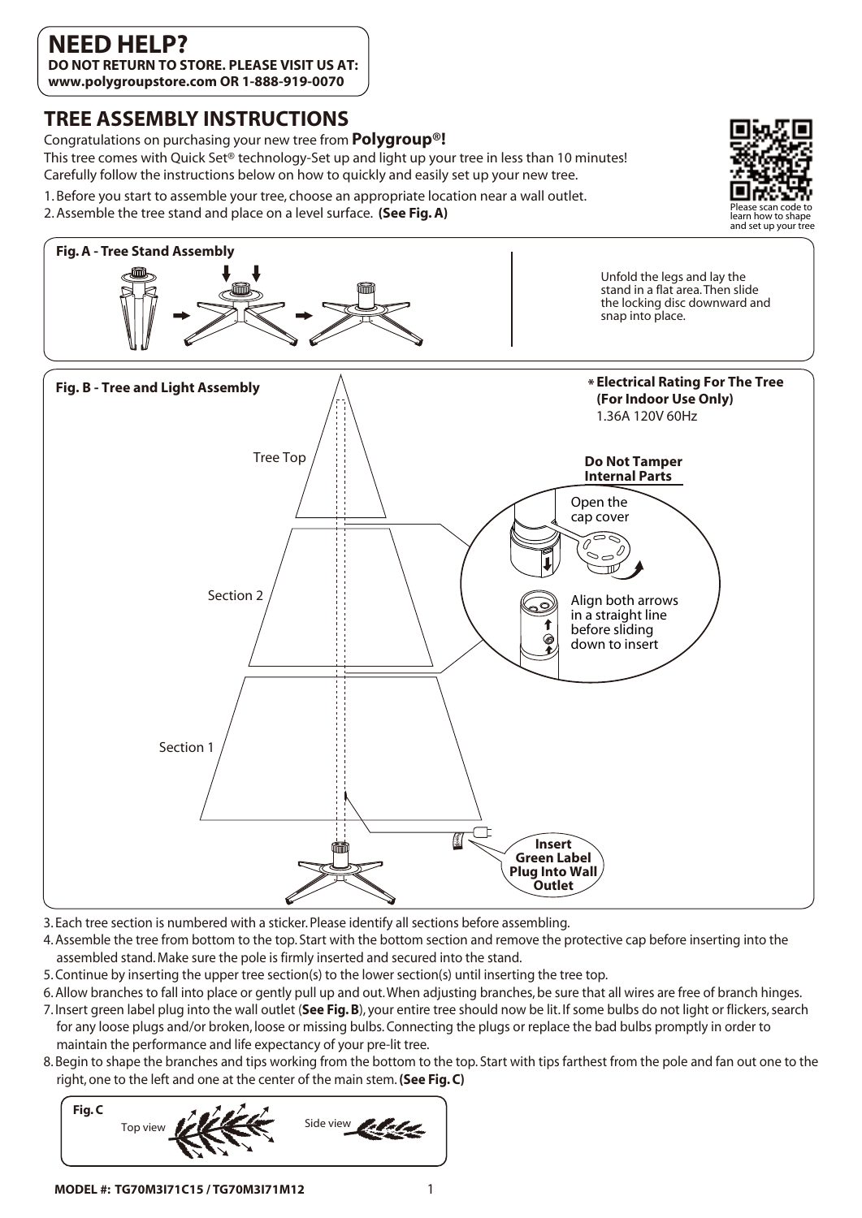# NEED HELP?

**DO NOT RETURN TO STORE. PLEASE VISIT US AT: www.polygroupstore.com OR 1-888-919-0070**

## TREE ASSEMBLY INSTRUCTIONS

Congratulations on purchasing your new tree from **Polygroup®!**

This tree comes with Quick Set® technology-Set up and light up your tree in less than 10 minutes!

Carefully follow the instructions below on how to quickly and easily set up your new tree.

1. Before you start to assemble your tree, choose an appropriate location near a wall outlet.
2. Assemble the tree stand and place on a level surface. **(See Fig. A)**

Please scan code to learn how to shape and set up your tree

**Fig. A - Tree Stand Assembly**

Unfold the legs and lay the stand in a flat area. Then slide the locking disc downward and snap into place.

**Fig. B - Tree and Light Assembly**

Tree Top

Section 2

Section 1

**\* Electrical Rating For The Tree (For Indoor Use Only)**
1.36A 120V 60Hz

**Do Not Tamper Internal Parts**

Open the cap cover

Align both arrows in a straight line before sliding down to insert

**Insert Green Label Plug Into Wall Outlet**

3. Each tree section is numbered with a sticker. Please identify all sections before assembling.
4. Assemble the tree from bottom to the top. Start with the bottom section and remove the protective cap before inserting into the assembled stand. Make sure the pole is firmly inserted and secured into the stand.
5. Continue by inserting the upper tree section(s) to the lower section(s) until inserting the tree top.
6. Allow branches to fall into place or gently pull up and out. When adjusting branches, be sure that all wires are free of branch hinges.
7. Insert green label plug into the wall outlet (**See Fig. B**), your entire tree should now be lit. If some bulbs do not light or flickers, search for any loose plugs and/or broken, loose or missing bulbs. Connecting the plugs or replace the bad bulbs promptly in order to maintain the performance and life expectancy of your pre-lit tree.
8. Begin to shape the branches and tips working from the bottom to the top. Start with tips farthest from the pole and fan out one to the right, one to the left and one at the center of the main stem. **(See Fig. C)**

**Fig. C**

Top view

Side view

**MODEL #: TG70M3I71C15 / TG70M3I71M12**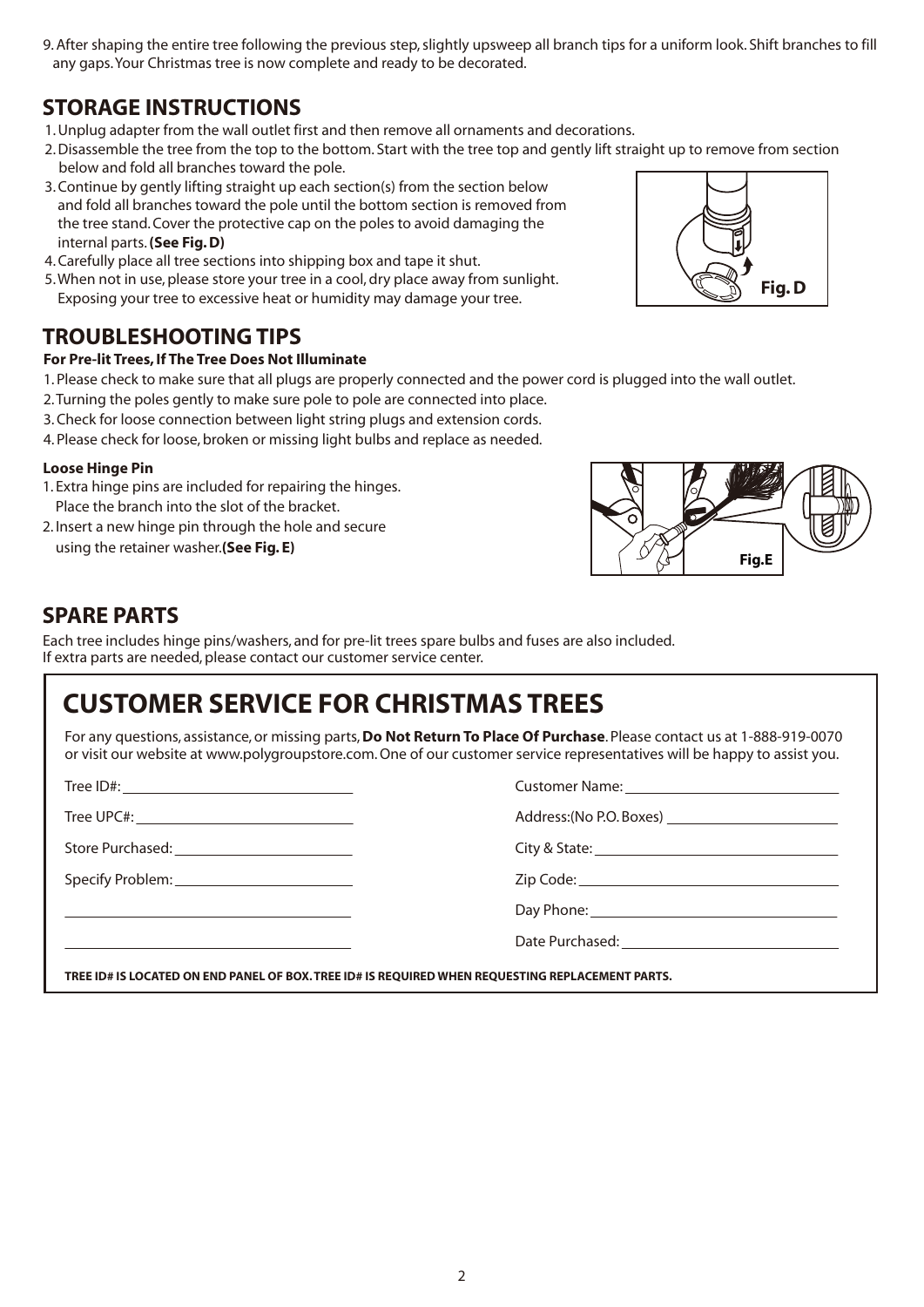9. After shaping the entire tree following the previous step, slightly upsweep all branch tips for a uniform look. Shift branches to fill any gaps. Your Christmas tree is now complete and ready to be decorated.

## STORAGE INSTRUCTIONS

1. Unplug adapter from the wall outlet first and then remove all ornaments and decorations.
2. Disassemble the tree from the top to the bottom. Start with the tree top and gently lift straight up to remove from section below and fold all branches toward the pole.
3. Continue by gently lifting straight up each section(s) from the section below and fold all branches toward the pole until the bottom section is removed from the tree stand. Cover the protective cap on the poles to avoid damaging the internal parts. **(See Fig. D)**
4. Carefully place all tree sections into shipping box and tape it shut.
5. When not in use, please store your tree in a cool, dry place away from sunlight. Exposing your tree to excessive heat or humidity may damage your tree.

Fig. D

## TROUBLESHOOTING TIPS

**For Pre-lit Trees, If The Tree Does Not Illuminate**

1. Please check to make sure that all plugs are properly connected and the power cord is plugged into the wall outlet.
2. Turning the poles gently to make sure pole to pole are connected into place.
3. Check for loose connection between light string plugs and extension cords.
4. Please check for loose, broken or missing light bulbs and replace as needed.

**Loose Hinge Pin**

1. Extra hinge pins are included for repairing the hinges. Place the branch into the slot of the bracket.
2. Insert a new hinge pin through the hole and secure using the retainer washer. **(See Fig. E)**

Fig.E

## SPARE PARTS

Each tree includes hinge pins/washers, and for pre-lit trees spare bulbs and fuses are also included.
If extra parts are needed, please contact our customer service center.

## CUSTOMER SERVICE FOR CHRISTMAS TREES

For any questions, assistance, or missing parts, **Do Not Return To Place Of Purchase**. Please contact us at 1-888-919-0070 or visit our website at www.polygroupstore.com. One of our customer service representatives will be happy to assist you.

| | |
|---|---|
| Tree ID#: | Customer Name: |
| Tree UPC#: | Address:(No P.O. Boxes) |
| Store Purchased: | City & State: |
| Specify Problem: | Zip Code: |
| | Day Phone: |
| | Date Purchased: |

**TREE ID# IS LOCATED ON END PANEL OF BOX. TREE ID# IS REQUIRED WHEN REQUESTING REPLACEMENT PARTS.**